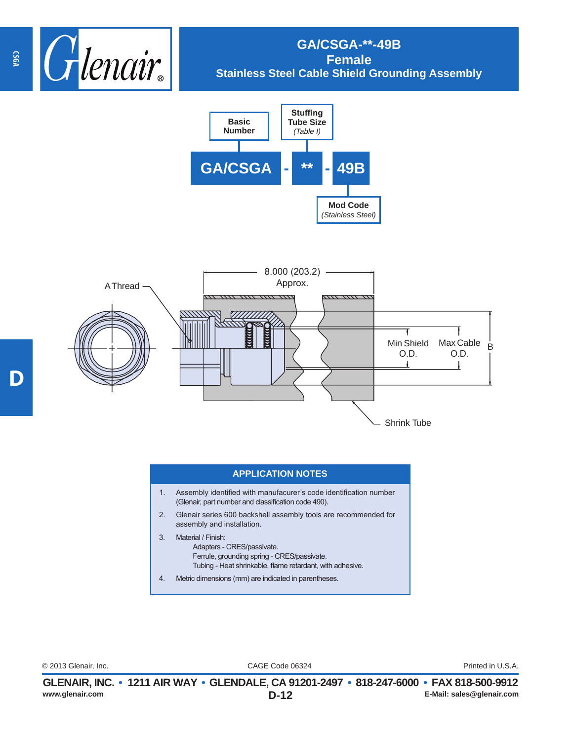# GA/CSGA-**-49B
## Female
## Stainless Steel Cable Shield Grounding Assembly

**GA/CSGA** - ** - **49B**

- Basic Number: GA/CSGA
- Stuffing Tube Size *(Table I)*: **
- Mod Code *(Stainless Steel)*: 49B

8.000 (203.2) Approx.

A Thread

Min Shield O.D.

Max Cable O.D.

B

Shrink Tube

### APPLICATION NOTES

1. Assembly identified with manufacurer's code identification number (Glenair, part number and classification code 490).
2. Glenair series 600 backshell assembly tools are recommended for assembly and installation.
3. Material / Finish:
   - Adapters - CRES/passivate.
   - Ferrule, grounding spring - CRES/passivate.
   - Tubing - Heat shrinkable, flame retardant, with adhesive.
4. Metric dimensions (mm) are indicated in parentheses.

© 2013 Glenair, Inc. CAGE Code 06324 Printed in U.S.A.

**GLENAIR, INC. • 1211 AIR WAY • GLENDALE, CA 91201-2497 • 818-247-6000 • FAX 818-500-9912**

www.glenair.com E-Mail: sales@glenair.com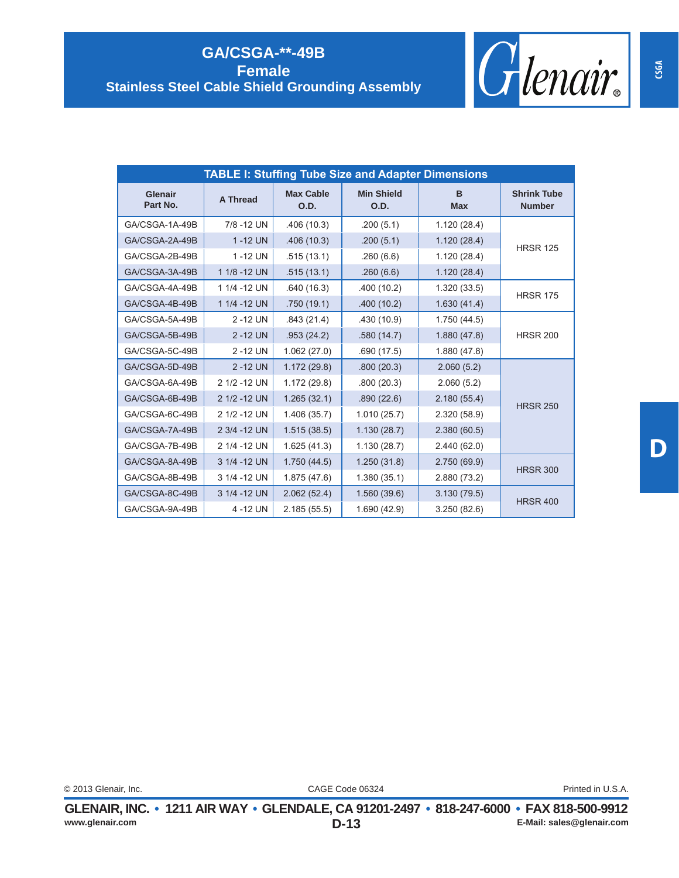# GA/CSGA-**-49B
## Female
## Stainless Steel Cable Shield Grounding Assembly

| TABLE I: Stuffing Tube Size and Adapter Dimensions | | | | | |
|---|---|---|---|---|---|
| Glenair Part No. | A Thread | Max Cable O.D. | Min Shield O.D. | B Max | Shrink Tube Number |
| GA/CSGA-1A-49B | 7/8 -12 UN | .406 (10.3) | .200 (5.1) | 1.120 (28.4) | HRSR 125 |
| GA/CSGA-2A-49B | 1 -12 UN | .406 (10.3) | .200 (5.1) | 1.120 (28.4) | |
| GA/CSGA-2B-49B | 1 -12 UN | .515 (13.1) | .260 (6.6) | 1.120 (28.4) | |
| GA/CSGA-3A-49B | 1 1/8 -12 UN | .515 (13.1) | .260 (6.6) | 1.120 (28.4) | |
| GA/CSGA-4A-49B | 1 1/4 -12 UN | .640 (16.3) | .400 (10.2) | 1.320 (33.5) | HRSR 175 |
| GA/CSGA-4B-49B | 1 1/4 -12 UN | .750 (19.1) | .400 (10.2) | 1.630 (41.4) | |
| GA/CSGA-5A-49B | 2 -12 UN | .843 (21.4) | .430 (10.9) | 1.750 (44.5) | HRSR 200 |
| GA/CSGA-5B-49B | 2 -12 UN | .953 (24.2) | .580 (14.7) | 1.880 (47.8) | |
| GA/CSGA-5C-49B | 2 -12 UN | 1.062 (27.0) | .690 (17.5) | 1.880 (47.8) | |
| GA/CSGA-5D-49B | 2 -12 UN | 1.172 (29.8) | .800 (20.3) | 2.060 (5.2) | HRSR 250 |
| GA/CSGA-6A-49B | 2 1/2 -12 UN | 1.172 (29.8) | .800 (20.3) | 2.060 (5.2) | |
| GA/CSGA-6B-49B | 2 1/2 -12 UN | 1.265 (32.1) | .890 (22.6) | 2.180 (55.4) | |
| GA/CSGA-6C-49B | 2 1/2 -12 UN | 1.406 (35.7) | 1.010 (25.7) | 2.320 (58.9) | |
| GA/CSGA-7A-49B | 2 3/4 -12 UN | 1.515 (38.5) | 1.130 (28.7) | 2.380 (60.5) | |
| GA/CSGA-7B-49B | 2 1/4 -12 UN | 1.625 (41.3) | 1.130 (28.7) | 2.440 (62.0) | |
| GA/CSGA-8A-49B | 3 1/4 -12 UN | 1.750 (44.5) | 1.250 (31.8) | 2.750 (69.9) | HRSR 300 |
| GA/CSGA-8B-49B | 3 1/4 -12 UN | 1.875 (47.6) | 1.380 (35.1) | 2.880 (73.2) | |
| GA/CSGA-8C-49B | 3 1/4 -12 UN | 2.062 (52.4) | 1.560 (39.6) | 3.130 (79.5) | HRSR 400 |
| GA/CSGA-9A-49B | 4 -12 UN | 2.185 (55.5) | 1.690 (42.9) | 3.250 (82.6) | |

© 2013 Glenair, Inc. CAGE Code 06324 Printed in U.S.A.

**GLENAIR, INC. • 1211 AIR WAY • GLENDALE, CA 91201-2497 • 818-247-6000 • FAX 818-500-9912**

**www.glenair.com** **E-Mail: sales@glenair.com**